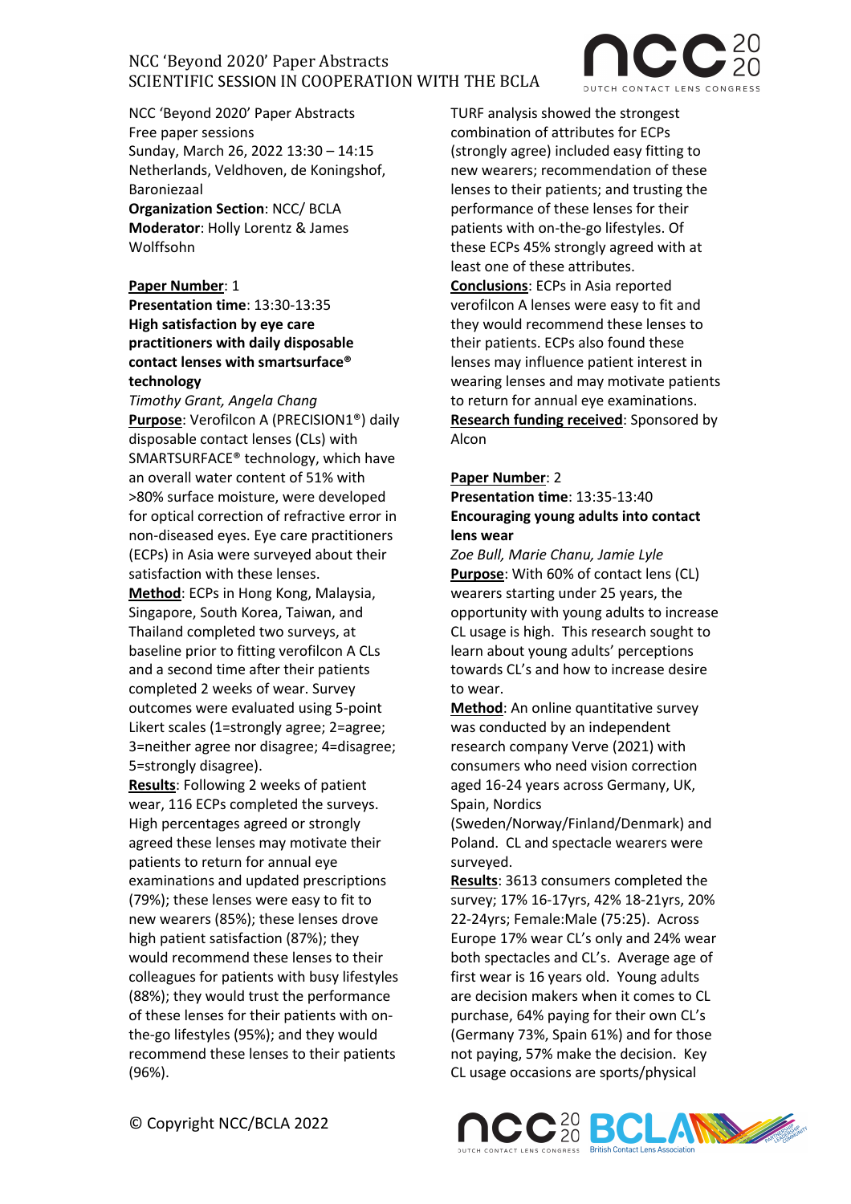NCC 'Beyond 2020' Paper Abstracts
Free paper sessions
Sunday, March 26, 2022 13:30 – 14:15
Netherlands, Veldhoven, de Koningshof, Baroniezaal
**Organization Section**: NCC/ BCLA
**Moderator**: Holly Lorentz & James Wolffsohn

**Paper Number**: 1
**Presentation time**: 13:30-13:35
**High satisfaction by eye care practitioners with daily disposable contact lenses with smartsurface® technology**
*Timothy Grant, Angela Chang*
**Purpose**: Verofilcon A (PRECISION1®) daily disposable contact lenses (CLs) with SMARTSURFACE® technology, which have an overall water content of 51% with >80% surface moisture, were developed for optical correction of refractive error in non-diseased eyes. Eye care practitioners (ECPs) in Asia were surveyed about their satisfaction with these lenses.
**Method**: ECPs in Hong Kong, Malaysia, Singapore, South Korea, Taiwan, and Thailand completed two surveys, at baseline prior to fitting verofilcon A CLs and a second time after their patients completed 2 weeks of wear. Survey outcomes were evaluated using 5-point Likert scales (1=strongly agree; 2=agree; 3=neither agree nor disagree; 4=disagree; 5=strongly disagree).
**Results**: Following 2 weeks of patient wear, 116 ECPs completed the surveys. High percentages agreed or strongly agreed these lenses may motivate their patients to return for annual eye examinations and updated prescriptions (79%); these lenses were easy to fit to new wearers (85%); these lenses drove high patient satisfaction (87%); they would recommend these lenses to their colleagues for patients with busy lifestyles (88%); they would trust the performance of these lenses for their patients with on-the-go lifestyles (95%); and they would recommend these lenses to their patients (96%).
TURF analysis showed the strongest combination of attributes for ECPs (strongly agree) included easy fitting to new wearers; recommendation of these lenses to their patients; and trusting the performance of these lenses for their patients with on-the-go lifestyles. Of these ECPs 45% strongly agreed with at least one of these attributes.
**Conclusions**: ECPs in Asia reported verofilcon A lenses were easy to fit and they would recommend these lenses to their patients. ECPs also found these lenses may influence patient interest in wearing lenses and may motivate patients to return for annual eye examinations.
**Research funding received**: Sponsored by Alcon

**Paper Number**: 2
**Presentation time**: 13:35-13:40
**Encouraging young adults into contact lens wear**
*Zoe Bull, Marie Chanu, Jamie Lyle*
**Purpose**: With 60% of contact lens (CL) wearers starting under 25 years, the opportunity with young adults to increase CL usage is high. This research sought to learn about young adults' perceptions towards CL's and how to increase desire to wear.
**Method**: An online quantitative survey was conducted by an independent research company Verve (2021) with consumers who need vision correction aged 16-24 years across Germany, UK, Spain, Nordics (Sweden/Norway/Finland/Denmark) and Poland. CL and spectacle wearers were surveyed.
**Results**: 3613 consumers completed the survey; 17% 16-17yrs, 42% 18-21yrs, 20% 22-24yrs; Female:Male (75:25). Across Europe 17% wear CL's only and 24% wear both spectacles and CL's. Average age of first wear is 16 years old. Young adults are decision makers when it comes to CL purchase, 64% paying for their own CL's (Germany 73%, Spain 61%) and for those not paying, 57% make the decision. Key CL usage occasions are sports/physical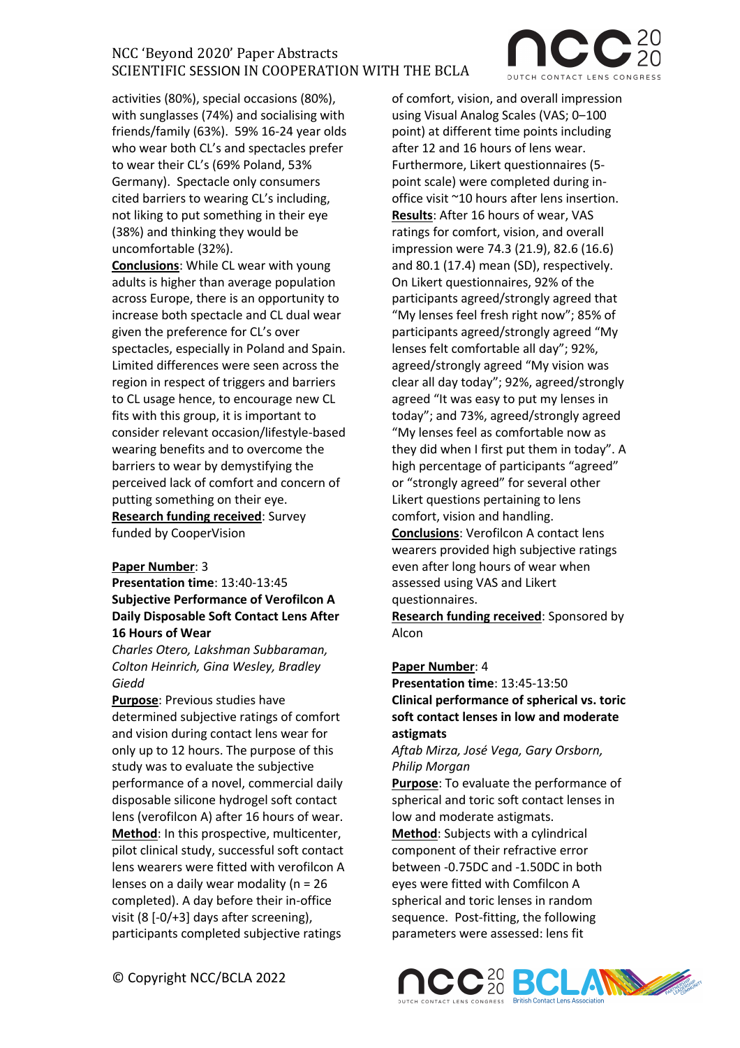activities (80%), special occasions (80%), with sunglasses (74%) and socialising with friends/family (63%). 59% 16-24 year olds who wear both CL's and spectacles prefer to wear their CL's (69% Poland, 53% Germany). Spectacle only consumers cited barriers to wearing CL's including, not liking to put something in their eye (38%) and thinking they would be uncomfortable (32%).

**Conclusions**: While CL wear with young adults is higher than average population across Europe, there is an opportunity to increase both spectacle and CL dual wear given the preference for CL's over spectacles, especially in Poland and Spain. Limited differences were seen across the region in respect of triggers and barriers to CL usage hence, to encourage new CL fits with this group, it is important to consider relevant occasion/lifestyle-based wearing benefits and to overcome the barriers to wear by demystifying the perceived lack of comfort and concern of putting something on their eye.

**Research funding received**: Survey funded by CooperVision

**Paper Number**: 3

**Presentation time**: 13:40-13:45

**Subjective Performance of Verofilcon A Daily Disposable Soft Contact Lens After 16 Hours of Wear**

*Charles Otero, Lakshman Subbaraman, Colton Heinrich, Gina Wesley, Bradley Giedd*

**Purpose**: Previous studies have determined subjective ratings of comfort and vision during contact lens wear for only up to 12 hours. The purpose of this study was to evaluate the subjective performance of a novel, commercial daily disposable silicone hydrogel soft contact lens (verofilcon A) after 16 hours of wear.

**Method**: In this prospective, multicenter, pilot clinical study, successful soft contact lens wearers were fitted with verofilcon A lenses on a daily wear modality (n = 26 completed). A day before their in-office visit (8 [-0/+3] days after screening), participants completed subjective ratings of comfort, vision, and overall impression using Visual Analog Scales (VAS; 0–100 point) at different time points including after 12 and 16 hours of lens wear. Furthermore, Likert questionnaires (5-point scale) were completed during in-office visit ~10 hours after lens insertion.

**Results**: After 16 hours of wear, VAS ratings for comfort, vision, and overall impression were 74.3 (21.9), 82.6 (16.6) and 80.1 (17.4) mean (SD), respectively. On Likert questionnaires, 92% of the participants agreed/strongly agreed that "My lenses feel fresh right now"; 85% of participants agreed/strongly agreed "My lenses felt comfortable all day"; 92%, agreed/strongly agreed "My vision was clear all day today"; 92%, agreed/strongly agreed "It was easy to put my lenses in today"; and 73%, agreed/strongly agreed "My lenses feel as comfortable now as they did when I first put them in today". A high percentage of participants "agreed" or "strongly agreed" for several other Likert questions pertaining to lens comfort, vision and handling.

**Conclusions**: Verofilcon A contact lens wearers provided high subjective ratings even after long hours of wear when assessed using VAS and Likert questionnaires.

**Research funding received**: Sponsored by Alcon

**Paper Number**: 4

**Presentation time**: 13:45-13:50

**Clinical performance of spherical vs. toric soft contact lenses in low and moderate astigmats**

*Aftab Mirza, José Vega, Gary Orsborn, Philip Morgan*

**Purpose**: To evaluate the performance of spherical and toric soft contact lenses in low and moderate astigmats.

**Method**: Subjects with a cylindrical component of their refractive error between -0.75DC and -1.50DC in both eyes were fitted with Comfilcon A spherical and toric lenses in random sequence. Post-fitting, the following parameters were assessed: lens fit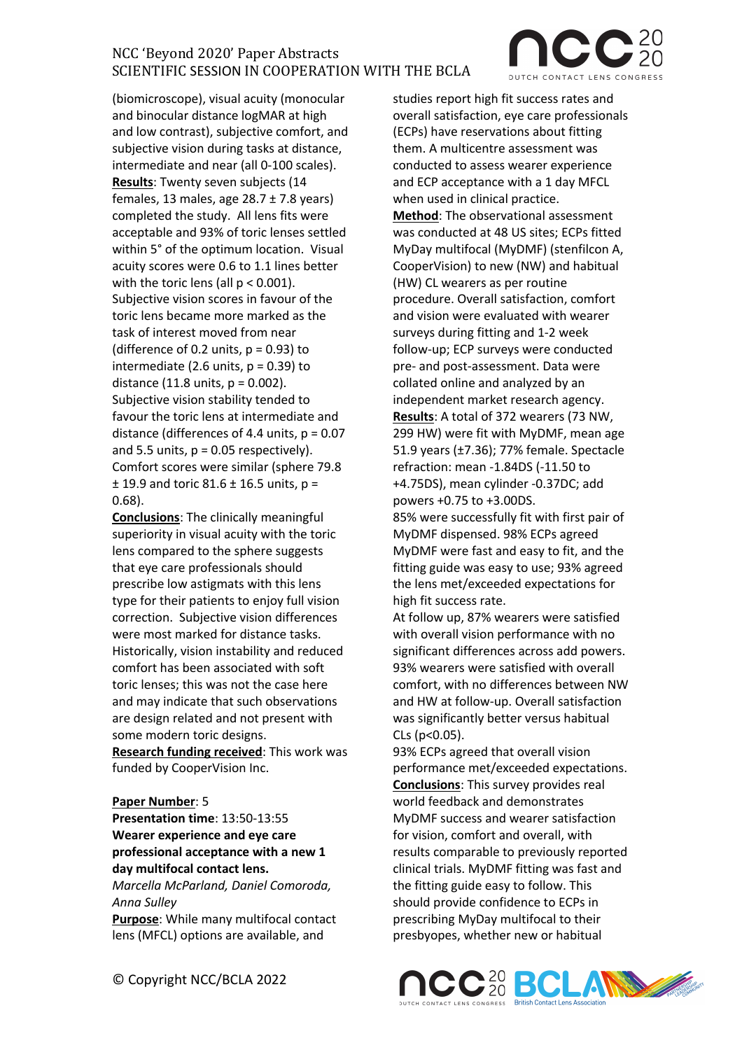(biomicroscope), visual acuity (monocular and binocular distance logMAR at high and low contrast), subjective comfort, and subjective vision during tasks at distance, intermediate and near (all 0-100 scales).

**Results**: Twenty seven subjects (14 females, 13 males, age 28.7 ± 7.8 years) completed the study. All lens fits were acceptable and 93% of toric lenses settled within 5° of the optimum location. Visual acuity scores were 0.6 to 1.1 lines better with the toric lens (all $p < 0.001$). Subjective vision scores in favour of the toric lens became more marked as the task of interest moved from near (difference of 0.2 units, $p = 0.93$) to intermediate (2.6 units, $p = 0.39$) to distance (11.8 units, $p = 0.002$). Subjective vision stability tended to favour the toric lens at intermediate and distance (differences of 4.4 units, $p = 0.07$ and 5.5 units, $p = 0.05$ respectively). Comfort scores were similar (sphere 79.8 ± 19.9 and toric 81.6 ± 16.5 units, $p = 0.68$).

**Conclusions**: The clinically meaningful superiority in visual acuity with the toric lens compared to the sphere suggests that eye care professionals should prescribe low astigmats with this lens type for their patients to enjoy full vision correction. Subjective vision differences were most marked for distance tasks. Historically, vision instability and reduced comfort has been associated with soft toric lenses; this was not the case here and may indicate that such observations are design related and not present with some modern toric designs.

**Research funding received**: This work was funded by CooperVision Inc.

**Paper Number**: 5
**Presentation time**: 13:50-13:55
**Wearer experience and eye care professional acceptance with a new 1 day multifocal contact lens.**
*Marcella McParland, Daniel Comoroda, Anna Sulley*

**Purpose**: While many multifocal contact lens (MFCL) options are available, and studies report high fit success rates and overall satisfaction, eye care professionals (ECPs) have reservations about fitting them. A multicentre assessment was conducted to assess wearer experience and ECP acceptance with a 1 day MFCL when used in clinical practice.

**Method**: The observational assessment was conducted at 48 US sites; ECPs fitted MyDay multifocal (MyDMF) (stenfilcon A, CooperVision) to new (NW) and habitual (HW) CL wearers as per routine procedure. Overall satisfaction, comfort and vision were evaluated with wearer surveys during fitting and 1-2 week follow-up; ECP surveys were conducted pre- and post-assessment. Data were collated online and analyzed by an independent market research agency.

**Results**: A total of 372 wearers (73 NW, 299 HW) were fit with MyDMF, mean age 51.9 years (±7.36); 77% female. Spectacle refraction: mean -1.84DS (-11.50 to +4.75DS), mean cylinder -0.37DC; add powers +0.75 to +3.00DS.

85% were successfully fit with first pair of MyDMF dispensed. 98% ECPs agreed MyDMF were fast and easy to fit, and the fitting guide was easy to use; 93% agreed the lens met/exceeded expectations for high fit success rate.

At follow up, 87% wearers were satisfied with overall vision performance with no significant differences across add powers. 93% wearers were satisfied with overall comfort, with no differences between NW and HW at follow-up. Overall satisfaction was significantly better versus habitual CLs ($p<0.05$).

93% ECPs agreed that overall vision performance met/exceeded expectations.

**Conclusions**: This survey provides real world feedback and demonstrates MyDMF success and wearer satisfaction for vision, comfort and overall, with results comparable to previously reported clinical trials. MyDMF fitting was fast and the fitting guide easy to follow. This should provide confidence to ECPs in prescribing MyDay multifocal to their presbyopes, whether new or habitual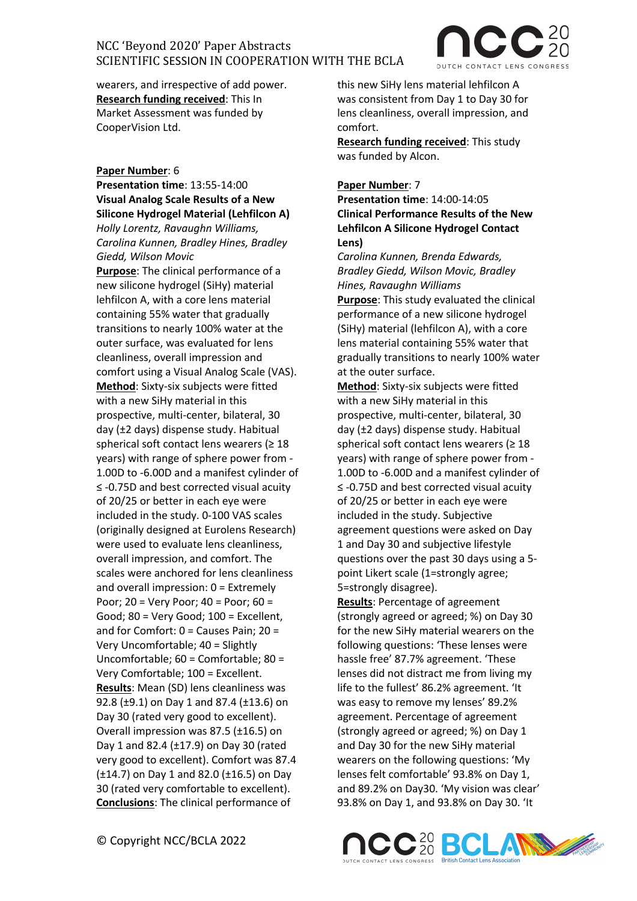wearers, and irrespective of add power. **Research funding received**: This In Market Assessment was funded by CooperVision Ltd.

**Paper Number**: 6
**Presentation time**: 13:55-14:00
**Visual Analog Scale Results of a New Silicone Hydrogel Material (Lehfilcon A)**
*Holly Lorentz, Ravaughn Williams, Carolina Kunnen, Bradley Hines, Bradley Giedd, Wilson Movic*

**Purpose**: The clinical performance of a new silicone hydrogel (SiHy) material lehfilcon A, with a core lens material containing 55% water that gradually transitions to nearly 100% water at the outer surface, was evaluated for lens cleanliness, overall impression and comfort using a Visual Analog Scale (VAS).
**Method**: Sixty-six subjects were fitted with a new SiHy material in this prospective, multi-center, bilateral, 30 day (±2 days) dispense study. Habitual spherical soft contact lens wearers (≥ 18 years) with range of sphere power from -1.00D to -6.00D and a manifest cylinder of ≤ -0.75D and best corrected visual acuity of 20/25 or better in each eye were included in the study. 0-100 VAS scales (originally designed at Eurolens Research) were used to evaluate lens cleanliness, overall impression, and comfort. The scales were anchored for lens cleanliness and overall impression: 0 = Extremely Poor; 20 = Very Poor; 40 = Poor; 60 = Good; 80 = Very Good; 100 = Excellent, and for Comfort: 0 = Causes Pain; 20 = Very Uncomfortable; 40 = Slightly Uncomfortable; 60 = Comfortable; 80 = Very Comfortable; 100 = Excellent.
**Results**: Mean (SD) lens cleanliness was 92.8 (±9.1) on Day 1 and 87.4 (±13.6) on Day 30 (rated very good to excellent). Overall impression was 87.5 (±16.5) on Day 1 and 82.4 (±17.9) on Day 30 (rated very good to excellent). Comfort was 87.4 (±14.7) on Day 1 and 82.0 (±16.5) on Day 30 (rated very comfortable to excellent).
**Conclusions**: The clinical performance of this new SiHy lens material lehfilcon A was consistent from Day 1 to Day 30 for lens cleanliness, overall impression, and comfort.
**Research funding received**: This study was funded by Alcon.

**Paper Number**: 7
**Presentation time**: 14:00-14:05
**Clinical Performance Results of the New Lehfilcon A Silicone Hydrogel Contact Lens)**
*Carolina Kunnen, Brenda Edwards, Bradley Giedd, Wilson Movic, Bradley Hines, Ravaughn Williams*

**Purpose**: This study evaluated the clinical performance of a new silicone hydrogel (SiHy) material (lehfilcon A), with a core lens material containing 55% water that gradually transitions to nearly 100% water at the outer surface.
**Method**: Sixty-six subjects were fitted with a new SiHy material in this prospective, multi-center, bilateral, 30 day (±2 days) dispense study. Habitual spherical soft contact lens wearers (≥ 18 years) with range of sphere power from -1.00D to -6.00D and a manifest cylinder of ≤ -0.75D and best corrected visual acuity of 20/25 or better in each eye were included in the study. Subjective agreement questions were asked on Day 1 and Day 30 and subjective lifestyle questions over the past 30 days using a 5-point Likert scale (1=strongly agree; 5=strongly disagree).
**Results**: Percentage of agreement (strongly agreed or agreed; %) on Day 30 for the new SiHy material wearers on the following questions: 'These lenses were hassle free' 87.7% agreement. 'These lenses did not distract me from living my life to the fullest' 86.2% agreement. 'It was easy to remove my lenses' 89.2% agreement. Percentage of agreement (strongly agreed or agreed; %) on Day 1 and Day 30 for the new SiHy material wearers on the following question: 'My lenses felt comfortable' 93.8% on Day 1, and 89.2% on Day30. 'My vision was clear' 93.8% on Day 1, and 93.8% on Day 30. 'It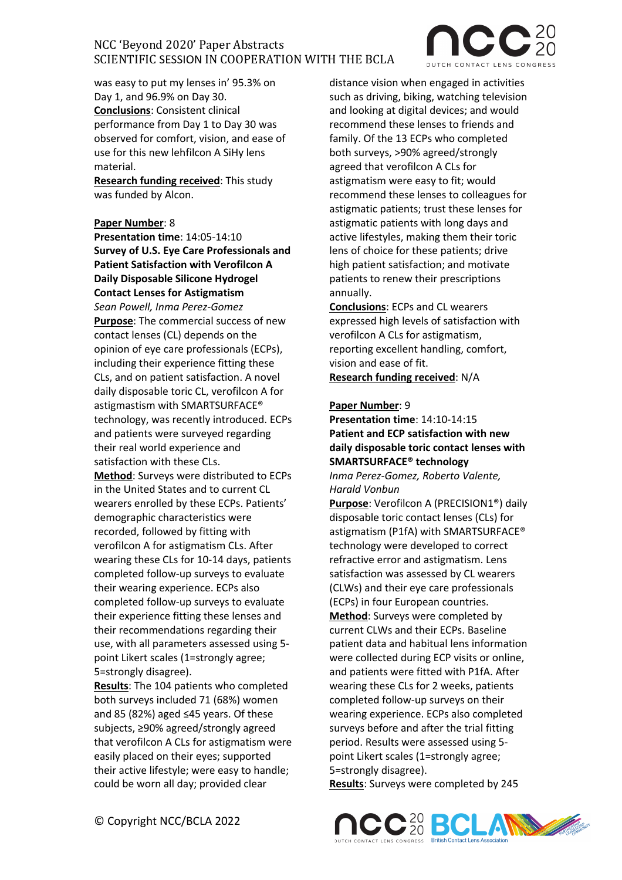was easy to put my lenses in' 95.3% on Day 1, and 96.9% on Day 30.

**Conclusions**: Consistent clinical performance from Day 1 to Day 30 was observed for comfort, vision, and ease of use for this new lehfilcon A SiHy lens material.

**Research funding received**: This study was funded by Alcon.

**Paper Number**: 8

**Presentation time**: 14:05-14:10

**Survey of U.S. Eye Care Professionals and Patient Satisfaction with Verofilcon A Daily Disposable Silicone Hydrogel Contact Lenses for Astigmatism**

*Sean Powell, Inma Perez-Gomez*

**Purpose**: The commercial success of new contact lenses (CL) depends on the opinion of eye care professionals (ECPs), including their experience fitting these CLs, and on patient satisfaction. A novel daily disposable toric CL, verofilcon A for astigmastism with SMARTSURFACE® technology, was recently introduced. ECPs and patients were surveyed regarding their real world experience and satisfaction with these CLs.

**Method**: Surveys were distributed to ECPs in the United States and to current CL wearers enrolled by these ECPs. Patients' demographic characteristics were recorded, followed by fitting with verofilcon A for astigmatism CLs. After wearing these CLs for 10-14 days, patients completed follow-up surveys to evaluate their wearing experience. ECPs also completed follow-up surveys to evaluate their experience fitting these lenses and their recommendations regarding their use, with all parameters assessed using 5-point Likert scales (1=strongly agree; 5=strongly disagree).

**Results**: The 104 patients who completed both surveys included 71 (68%) women and 85 (82%) aged ≤45 years. Of these subjects, ≥90% agreed/strongly agreed that verofilcon A CLs for astigmatism were easily placed on their eyes; supported their active lifestyle; were easy to handle; could be worn all day; provided clear distance vision when engaged in activities such as driving, biking, watching television and looking at digital devices; and would recommend these lenses to friends and family. Of the 13 ECPs who completed both surveys, >90% agreed/strongly agreed that verofilcon A CLs for astigmatism were easy to fit; would recommend these lenses to colleagues for astigmatic patients; trust these lenses for astigmatic patients with long days and active lifestyles, making them their toric lens of choice for these patients; drive high patient satisfaction; and motivate patients to renew their prescriptions annually.

**Conclusions**: ECPs and CL wearers expressed high levels of satisfaction with verofilcon A CLs for astigmatism, reporting excellent handling, comfort, vision and ease of fit.

**Research funding received**: N/A

**Paper Number**: 9

**Presentation time**: 14:10-14:15

**Patient and ECP satisfaction with new daily disposable toric contact lenses with SMARTSURFACE® technology**

*Inma Perez-Gomez, Roberto Valente, Harald Vonbun*

**Purpose**: Verofilcon A (PRECISION1®) daily disposable toric contact lenses (CLs) for astigmatism (P1fA) with SMARTSURFACE® technology were developed to correct refractive error and astigmatism. Lens satisfaction was assessed by CL wearers (CLWs) and their eye care professionals (ECPs) in four European countries.

**Method**: Surveys were completed by current CLWs and their ECPs. Baseline patient data and habitual lens information were collected during ECP visits or online, and patients were fitted with P1fA. After wearing these CLs for 2 weeks, patients completed follow-up surveys on their wearing experience. ECPs also completed surveys before and after the trial fitting period. Results were assessed using 5-point Likert scales (1=strongly agree; 5=strongly disagree).

**Results**: Surveys were completed by 245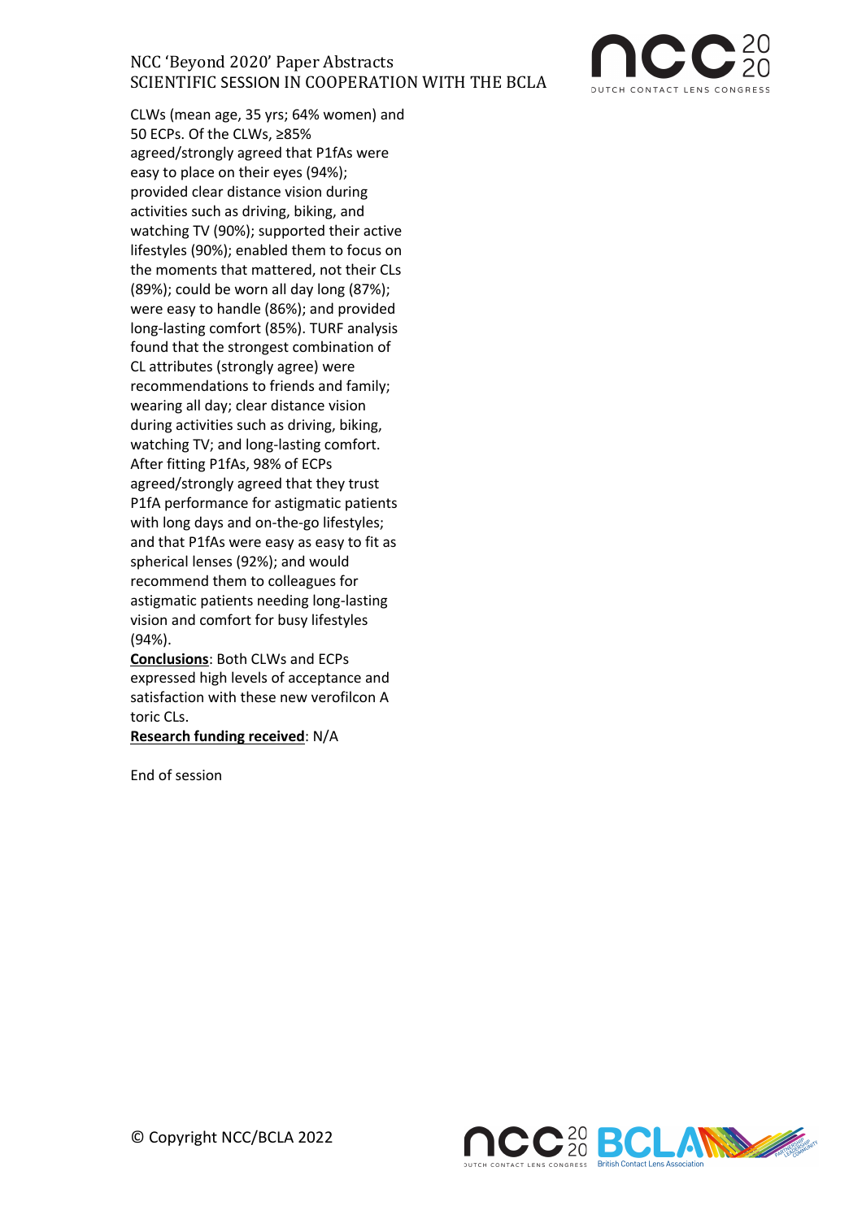CLWs (mean age, 35 yrs; 64% women) and 50 ECPs. Of the CLWs, ≥85% agreed/strongly agreed that P1fAs were easy to place on their eyes (94%); provided clear distance vision during activities such as driving, biking, and watching TV (90%); supported their active lifestyles (90%); enabled them to focus on the moments that mattered, not their CLs (89%); could be worn all day long (87%); were easy to handle (86%); and provided long-lasting comfort (85%). TURF analysis found that the strongest combination of CL attributes (strongly agree) were recommendations to friends and family; wearing all day; clear distance vision during activities such as driving, biking, watching TV; and long-lasting comfort. After fitting P1fAs, 98% of ECPs agreed/strongly agreed that they trust P1fA performance for astigmatic patients with long days and on-the-go lifestyles; and that P1fAs were easy as easy to fit as spherical lenses (92%); and would recommend them to colleagues for astigmatic patients needing long-lasting vision and comfort for busy lifestyles (94%).

**Conclusions**: Both CLWs and ECPs expressed high levels of acceptance and satisfaction with these new verofilcon A toric CLs.

**Research funding received**: N/A

End of session